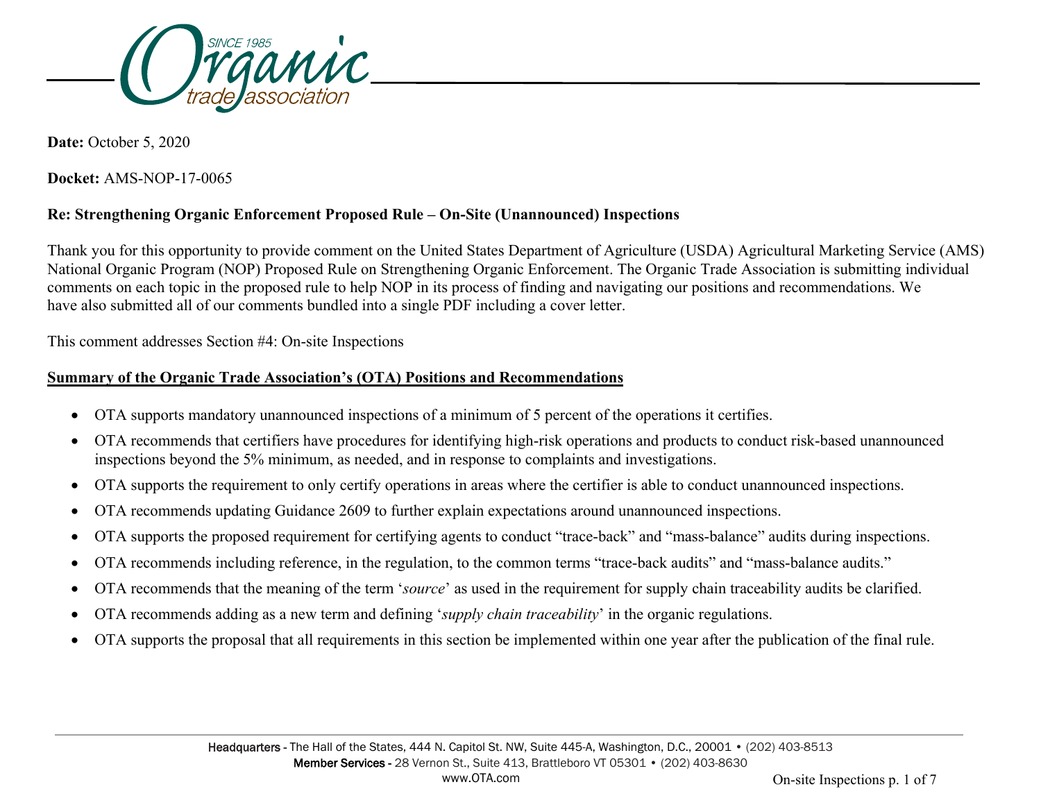**Date:** October 5, 2020

**Docket:** AMS-NOP-17-0065

**Re: Strengthening Organic Enforcement Proposed Rule – On-Site (Unannounced) Inspections**

Thank you for this opportunity to provide comment on the United States Department of Agriculture (USDA) Agricultural Marketing Service (AMS) National Organic Program (NOP) Proposed Rule on Strengthening Organic Enforcement. The Organic Trade Association is submitting individual comments on each topic in the proposed rule to help NOP in its process of finding and navigating our positions and recommendations. We have also submitted all of our comments bundled into a single PDF including a cover letter.

This comment addresses Section #4: On-site Inspections

**Summary of the Organic Trade Association's (OTA) Positions and Recommendations**

- OTA supports mandatory unannounced inspections of a minimum of 5 percent of the operations it certifies.
- OTA recommends that certifiers have procedures for identifying high-risk operations and products to conduct risk-based unannounced inspections beyond the 5% minimum, as needed, and in response to complaints and investigations.
- OTA supports the requirement to only certify operations in areas where the certifier is able to conduct unannounced inspections.
- OTA recommends updating Guidance 2609 to further explain expectations around unannounced inspections.
- OTA supports the proposed requirement for certifying agents to conduct "trace-back" and "mass-balance" audits during inspections.
- OTA recommends including reference, in the regulation, to the common terms "trace-back audits" and "mass-balance audits."
- OTA recommends that the meaning of the term '*source*' as used in the requirement for supply chain traceability audits be clarified.
- OTA recommends adding as a new term and defining '*supply chain traceability*' in the organic regulations.
- OTA supports the proposal that all requirements in this section be implemented within one year after the publication of the final rule.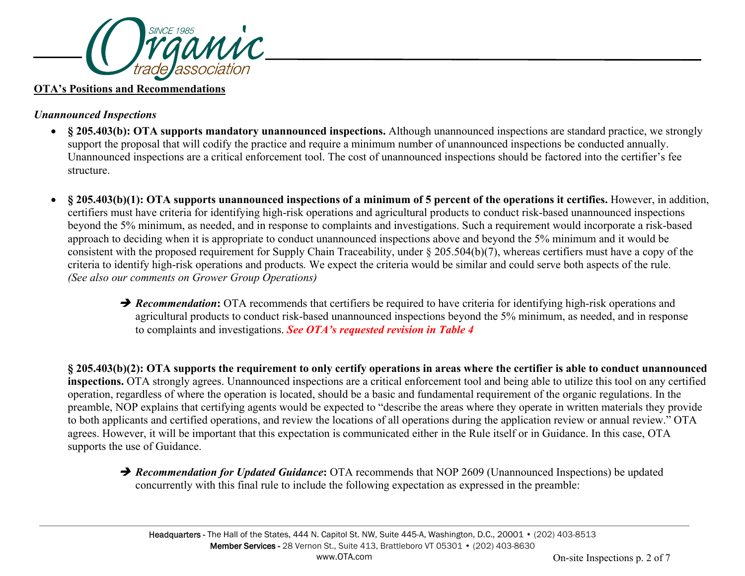**OTA's Positions and Recommendations**

*Unannounced Inspections*

- **§ 205.403(b): OTA supports mandatory unannounced inspections.** Although unannounced inspections are standard practice, we strongly support the proposal that will codify the practice and require a minimum number of unannounced inspections be conducted annually. Unannounced inspections are a critical enforcement tool. The cost of unannounced inspections should be factored into the certifier's fee structure.

- **§ 205.403(b)(1): OTA supports unannounced inspections of a minimum of 5 percent of the operations it certifies.** However, in addition, certifiers must have criteria for identifying high-risk operations and agricultural products to conduct risk-based unannounced inspections beyond the 5% minimum, as needed, and in response to complaints and investigations. Such a requirement would incorporate a risk-based approach to deciding when it is appropriate to conduct unannounced inspections above and beyond the 5% minimum and it would be consistent with the proposed requirement for Supply Chain Traceability, under § 205.504(b)(7), whereas certifiers must have a copy of the criteria to identify high-risk operations and products. We expect the criteria would be similar and could serve both aspects of the rule. *(See also our comments on Grower Group Operations)*

  ➔ ***Recommendation*:** OTA recommends that certifiers be required to have criteria for identifying high-risk operations and agricultural products to conduct risk-based unannounced inspections beyond the 5% minimum, as needed, and in response to complaints and investigations. ***See OTA's requested revision in Table 4***

**§ 205.403(b)(2): OTA supports the requirement to only certify operations in areas where the certifier is able to conduct unannounced inspections.** OTA strongly agrees. Unannounced inspections are a critical enforcement tool and being able to utilize this tool on any certified operation, regardless of where the operation is located, should be a basic and fundamental requirement of the organic regulations. In the preamble, NOP explains that certifying agents would be expected to "describe the areas where they operate in written materials they provide to both applicants and certified operations, and review the locations of all operations during the application review or annual review." OTA agrees. However, it will be important that this expectation is communicated either in the Rule itself or in Guidance. In this case, OTA supports the use of Guidance.

  ➔ ***Recommendation for Updated Guidance*:** OTA recommends that NOP 2609 (Unannounced Inspections) be updated concurrently with this final rule to include the following expectation as expressed in the preamble: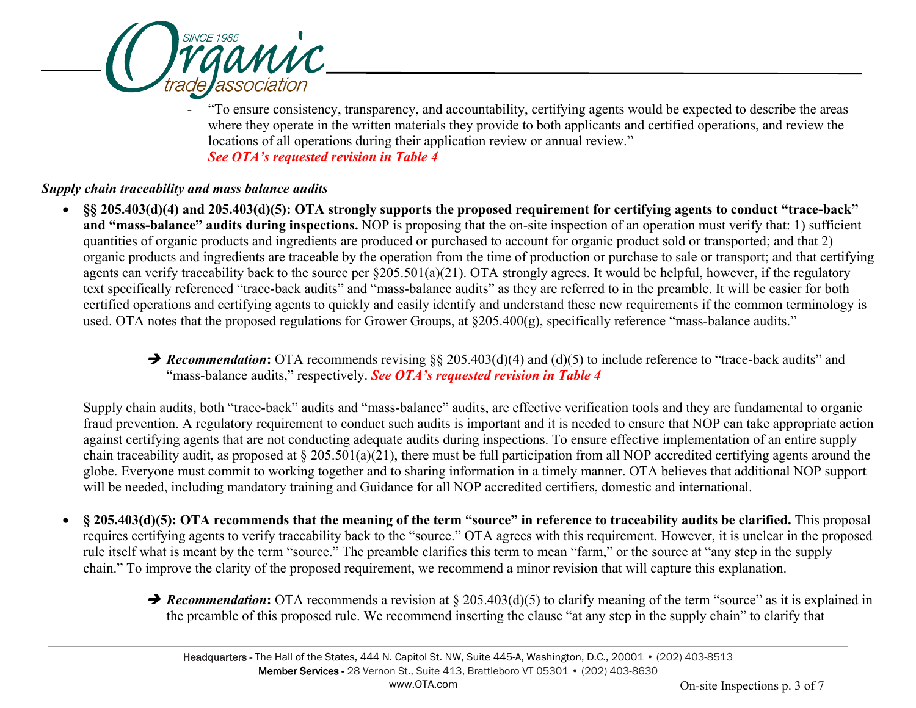- "To ensure consistency, transparency, and accountability, certifying agents would be expected to describe the areas where they operate in the written materials they provide to both applicants and certified operations, and review the locations of all operations during their application review or annual review." ***See OTA's requested revision in Table 4***

***Supply chain traceability and mass balance audits***

- **§§ 205.403(d)(4) and 205.403(d)(5): OTA strongly supports the proposed requirement for certifying agents to conduct "trace-back" and "mass-balance" audits during inspections.** NOP is proposing that the on-site inspection of an operation must verify that: 1) sufficient quantities of organic products and ingredients are produced or purchased to account for organic product sold or transported; and that 2) organic products and ingredients are traceable by the operation from the time of production or purchase to sale or transport; and that certifying agents can verify traceability back to the source per §205.501(a)(21). OTA strongly agrees. It would be helpful, however, if the regulatory text specifically referenced "trace-back audits" and "mass-balance audits" as they are referred to in the preamble. It will be easier for both certified operations and certifying agents to quickly and easily identify and understand these new requirements if the common terminology is used. OTA notes that the proposed regulations for Grower Groups, at §205.400(g), specifically reference "mass-balance audits."

  ➔ ***Recommendation*****:** OTA recommends revising §§ 205.403(d)(4) and (d)(5) to include reference to "trace-back audits" and "mass-balance audits," respectively. ***See OTA's requested revision in Table 4***

  Supply chain audits, both "trace-back" audits and "mass-balance" audits, are effective verification tools and they are fundamental to organic fraud prevention. A regulatory requirement to conduct such audits is important and it is needed to ensure that NOP can take appropriate action against certifying agents that are not conducting adequate audits during inspections. To ensure effective implementation of an entire supply chain traceability audit, as proposed at § 205.501(a)(21), there must be full participation from all NOP accredited certifying agents around the globe. Everyone must commit to working together and to sharing information in a timely manner. OTA believes that additional NOP support will be needed, including mandatory training and Guidance for all NOP accredited certifiers, domestic and international.

- **§ 205.403(d)(5): OTA recommends that the meaning of the term "source" in reference to traceability audits be clarified.** This proposal requires certifying agents to verify traceability back to the "source." OTA agrees with this requirement. However, it is unclear in the proposed rule itself what is meant by the term "source." The preamble clarifies this term to mean "farm," or the source at "any step in the supply chain." To improve the clarity of the proposed requirement, we recommend a minor revision that will capture this explanation.

  ➔ ***Recommendation*****:** OTA recommends a revision at § 205.403(d)(5) to clarify meaning of the term "source" as it is explained in the preamble of this proposed rule. We recommend inserting the clause "at any step in the supply chain" to clarify that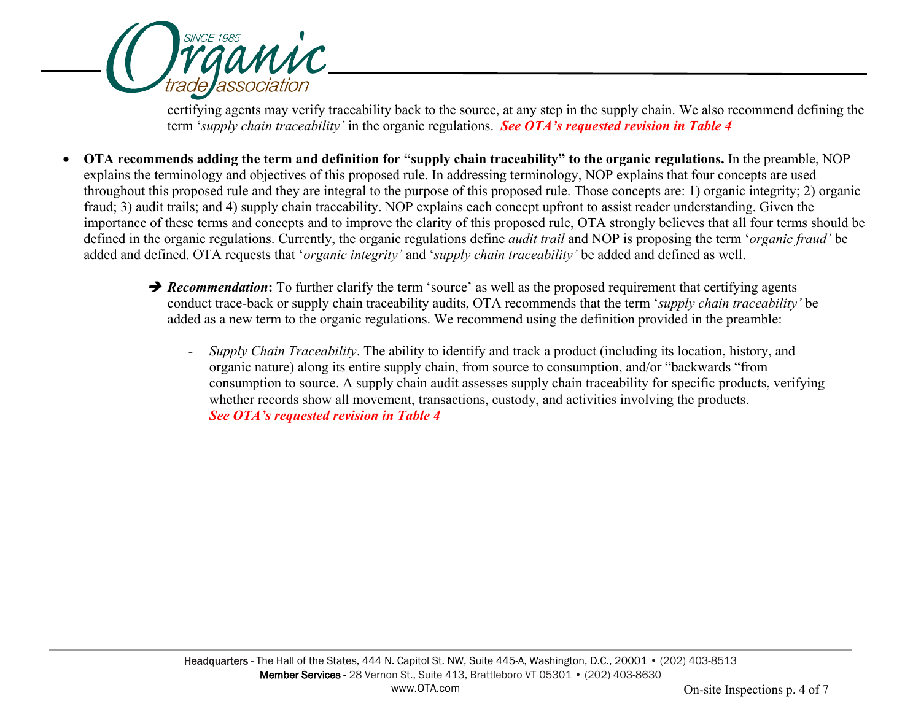certifying agents may verify traceability back to the source, at any step in the supply chain. We also recommend defining the term '*supply chain traceability'* in the organic regulations. ***See OTA's requested revision in Table 4***

- **OTA recommends adding the term and definition for "supply chain traceability" to the organic regulations.** In the preamble, NOP explains the terminology and objectives of this proposed rule. In addressing terminology, NOP explains that four concepts are used throughout this proposed rule and they are integral to the purpose of this proposed rule. Those concepts are: 1) organic integrity; 2) organic fraud; 3) audit trails; and 4) supply chain traceability. NOP explains each concept upfront to assist reader understanding. Given the importance of these terms and concepts and to improve the clarity of this proposed rule, OTA strongly believes that all four terms should be defined in the organic regulations. Currently, the organic regulations define *audit trail* and NOP is proposing the term '*organic fraud'* be added and defined. OTA requests that '*organic integrity'* and '*supply chain traceability'* be added and defined as well.

  ➔ ***Recommendation*:** To further clarify the term 'source' as well as the proposed requirement that certifying agents conduct trace-back or supply chain traceability audits, OTA recommends that the term '*supply chain traceability'* be added as a new term to the organic regulations. We recommend using the definition provided in the preamble:

  - *Supply Chain Traceability*. The ability to identify and track a product (including its location, history, and organic nature) along its entire supply chain, from source to consumption, and/or "backwards "from consumption to source. A supply chain audit assesses supply chain traceability for specific products, verifying whether records show all movement, transactions, custody, and activities involving the products. ***See OTA's requested revision in Table 4***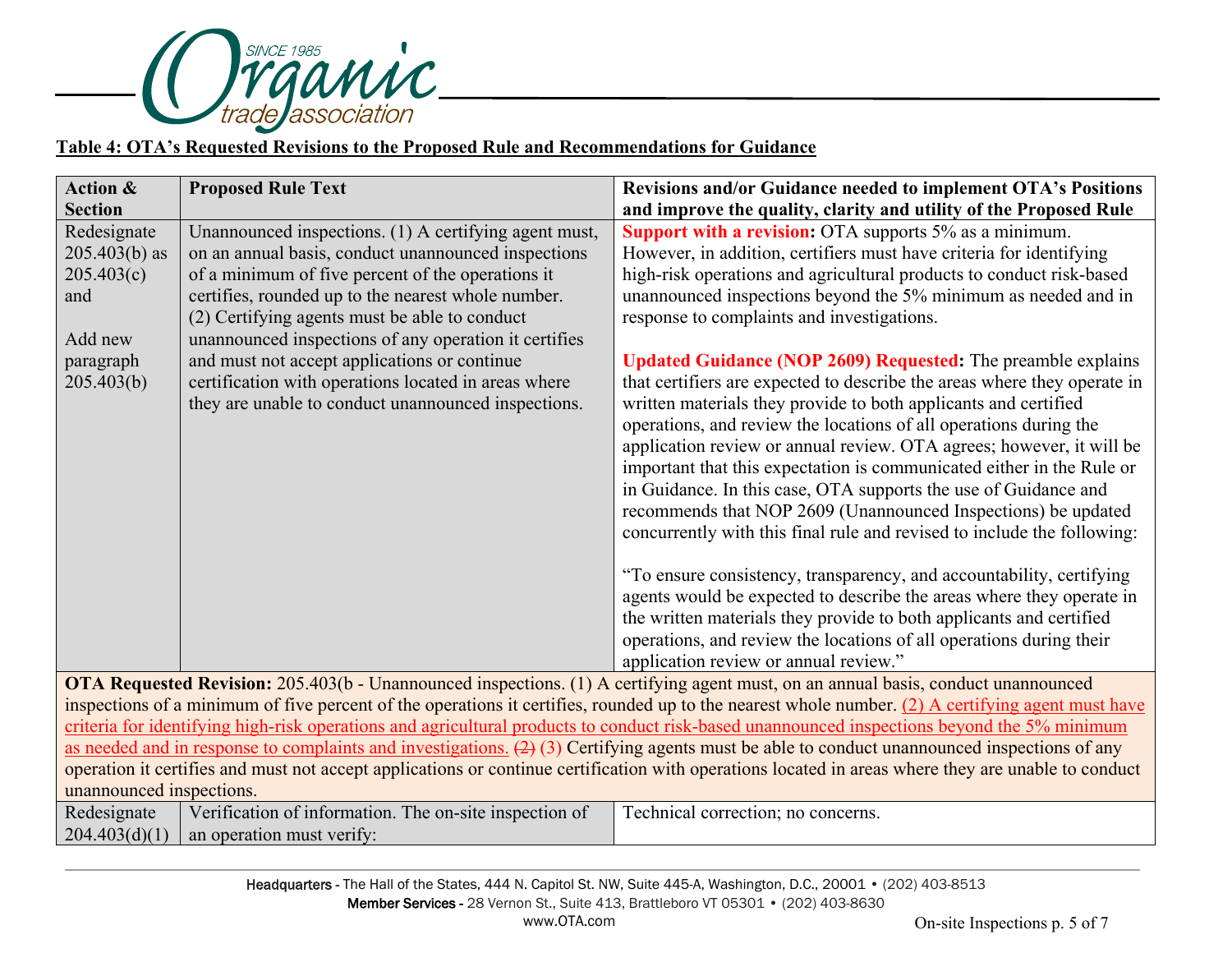**Table 4: OTA's Requested Revisions to the Proposed Rule and Recommendations for Guidance**

| Action & Section | Proposed Rule Text | Revisions and/or Guidance needed to implement OTA's Positions and improve the quality, clarity and utility of the Proposed Rule |
|---|---|---|
| Redesignate 205.403(b) as 205.403(c) and<br><br>Add new paragraph 205.403(b) | Unannounced inspections. (1) A certifying agent must, on an annual basis, conduct unannounced inspections of a minimum of five percent of the operations it certifies, rounded up to the nearest whole number. (2) Certifying agents must be able to conduct unannounced inspections of any operation it certifies and must not accept applications or continue certification with operations located in areas where they are unable to conduct unannounced inspections. | **Support with a revision:** OTA supports 5% as a minimum. However, in addition, certifiers must have criteria for identifying high-risk operations and agricultural products to conduct risk-based unannounced inspections beyond the 5% minimum as needed and in response to complaints and investigations.<br><br>**Updated Guidance (NOP 2609) Requested:** The preamble explains that certifiers are expected to describe the areas where they operate in written materials they provide to both applicants and certified operations, and review the locations of all operations during the application review or annual review. OTA agrees; however, it will be important that this expectation is communicated either in the Rule or in Guidance. In this case, OTA supports the use of Guidance and recommends that NOP 2609 (Unannounced Inspections) be updated concurrently with this final rule and revised to include the following:<br><br>"To ensure consistency, transparency, and accountability, certifying agents would be expected to describe the areas where they operate in the written materials they provide to both applicants and certified operations, and review the locations of all operations during their application review or annual review." |
| **OTA Requested Revision:** 205.403(b - Unannounced inspections. (1) A certifying agent must, on an annual basis, conduct unannounced inspections of a minimum of five percent of the operations it certifies, rounded up to the nearest whole number. <u>(2) A certifying agent must have criteria for identifying high-risk operations and agricultural products to conduct risk-based unannounced inspections beyond the 5% minimum as needed and in response to complaints and investigations.</u> ~~(2)~~ (3) Certifying agents must be able to conduct unannounced inspections of any operation it certifies and must not accept applications or continue certification with operations located in areas where they are unable to conduct unannounced inspections. | | |
| Redesignate 204.403(d)(1) | Verification of information. The on-site inspection of an operation must verify: | Technical correction; no concerns. |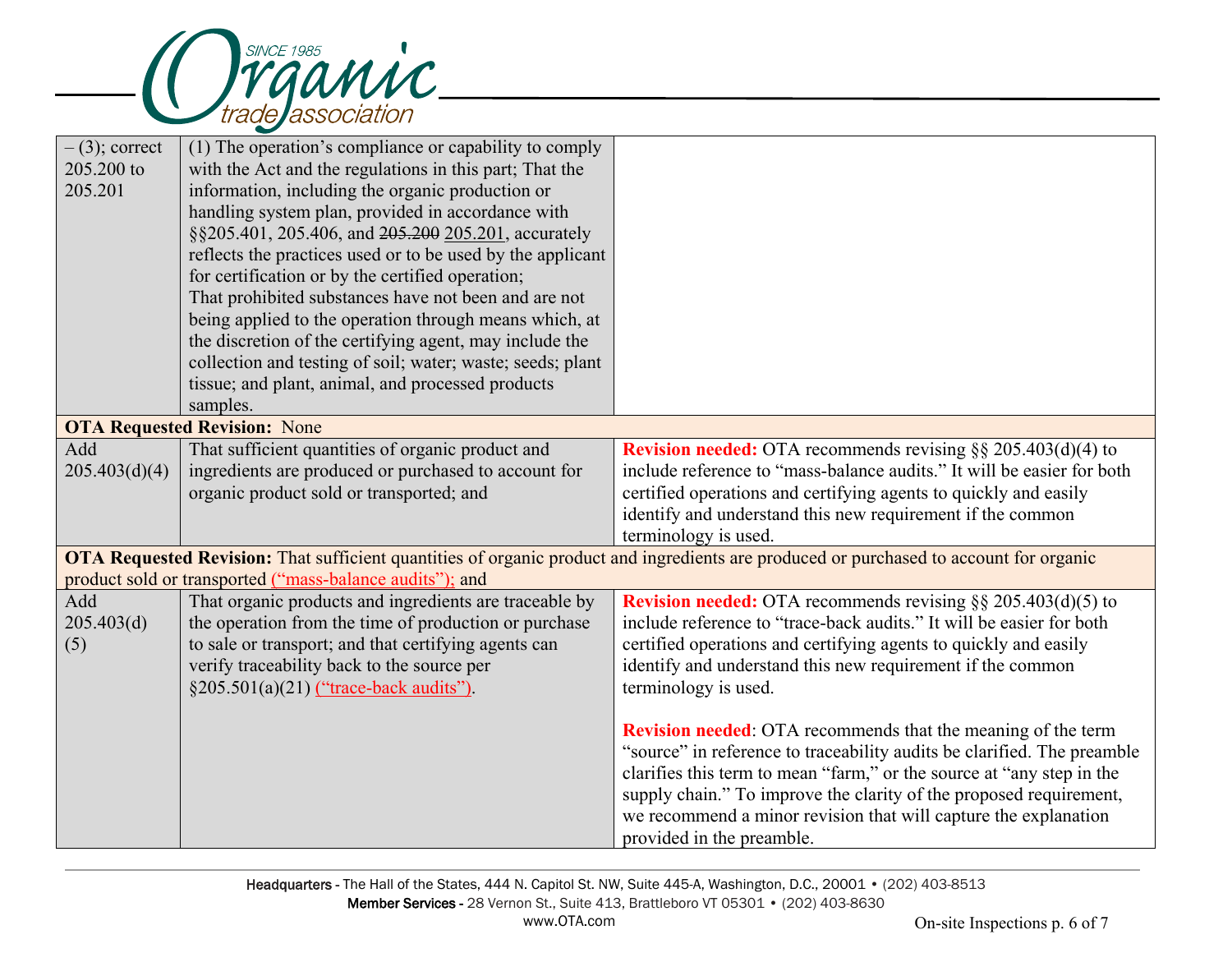| | | |
|---|---|---|
| – (3); correct 205.200 to 205.201 | (1) The operation's compliance or capability to comply with the Act and the regulations in this part; That the information, including the organic production or handling system plan, provided in accordance with §§205.401, 205.406, and ~~205.200~~ 205.201, accurately reflects the practices used or to be used by the applicant for certification or by the certified operation; That prohibited substances have not been and are not being applied to the operation through means which, at the discretion of the certifying agent, may include the collection and testing of soil; water; waste; seeds; plant tissue; and plant, animal, and processed products samples. | |
| **OTA Requested Revision:** None | | |
| Add 205.403(d)(4) | That sufficient quantities of organic product and ingredients are produced or purchased to account for organic product sold or transported; and | **Revision needed:** OTA recommends revising §§ 205.403(d)(4) to include reference to "mass-balance audits." It will be easier for both certified operations and certifying agents to quickly and easily identify and understand this new requirement if the common terminology is used. |
| **OTA Requested Revision:** That sufficient quantities of organic product and ingredients are produced or purchased to account for organic product sold or transported ("mass-balance audits"); and | | |
| Add 205.403(d) (5) | That organic products and ingredients are traceable by the operation from the time of production or purchase to sale or transport; and that certifying agents can verify traceability back to the source per §205.501(a)(21) ("trace-back audits"). | **Revision needed:** OTA recommends revising §§ 205.403(d)(5) to include reference to "trace-back audits." It will be easier for both certified operations and certifying agents to quickly and easily identify and understand this new requirement if the common terminology is used.<br><br>**Revision needed**: OTA recommends that the meaning of the term "source" in reference to traceability audits be clarified. The preamble clarifies this term to mean "farm," or the source at "any step in the supply chain." To improve the clarity of the proposed requirement, we recommend a minor revision that will capture the explanation provided in the preamble. |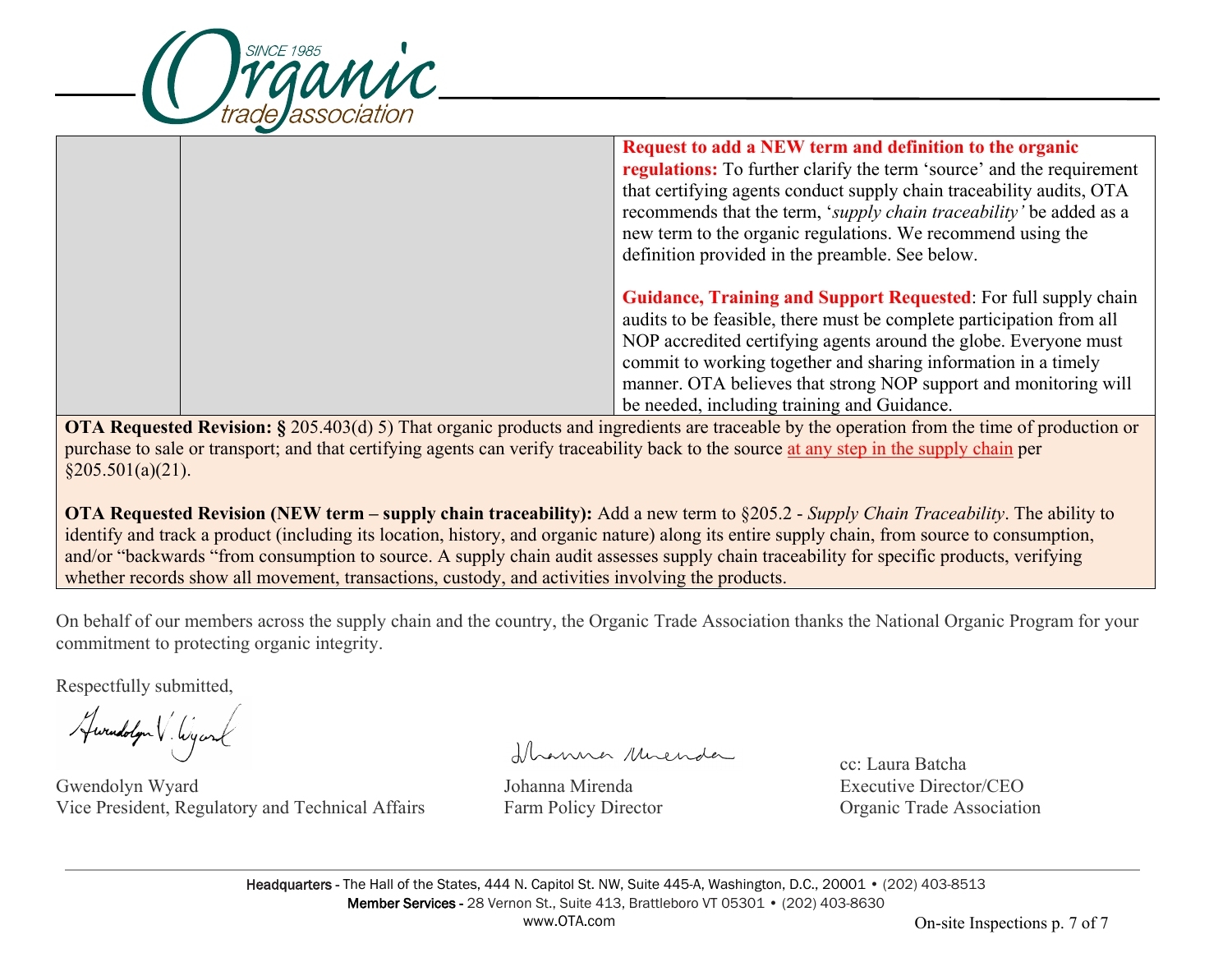| | | |
|---|---|---|
| | | **Request to add a NEW term and definition to the organic regulations:** To further clarify the term 'source' and the requirement that certifying agents conduct supply chain traceability audits, OTA recommends that the term, '*supply chain traceability'* be added as a new term to the organic regulations. We recommend using the definition provided in the preamble. See below.<br><br>**Guidance, Training and Support Requested**: For full supply chain audits to be feasible, there must be complete participation from all NOP accredited certifying agents around the globe. Everyone must commit to working together and sharing information in a timely manner. OTA believes that strong NOP support and monitoring will be needed, including training and Guidance. |
| **OTA Requested Revision: §** 205.403(d) 5) That organic products and ingredients are traceable by the operation from the time of production or purchase to sale or transport; and that certifying agents can verify traceability back to the source <u>at any step in the supply chain</u> per §205.501(a)(21).<br><br>**OTA Requested Revision (NEW term – supply chain traceability):** Add a new term to §205.2 - *Supply Chain Traceability*. The ability to identify and track a product (including its location, history, and organic nature) along its entire supply chain, from source to consumption, and/or "backwards "from consumption to source. A supply chain audit assesses supply chain traceability for specific products, verifying whether records show all movement, transactions, custody, and activities involving the products. | | |

On behalf of our members across the supply chain and the country, the Organic Trade Association thanks the National Organic Program for your commitment to protecting organic integrity.

Respectfully submitted,

Gwendolyn Wyard
Vice President, Regulatory and Technical Affairs

Johanna Mirenda
Farm Policy Director

cc: Laura Batcha
Executive Director/CEO
Organic Trade Association